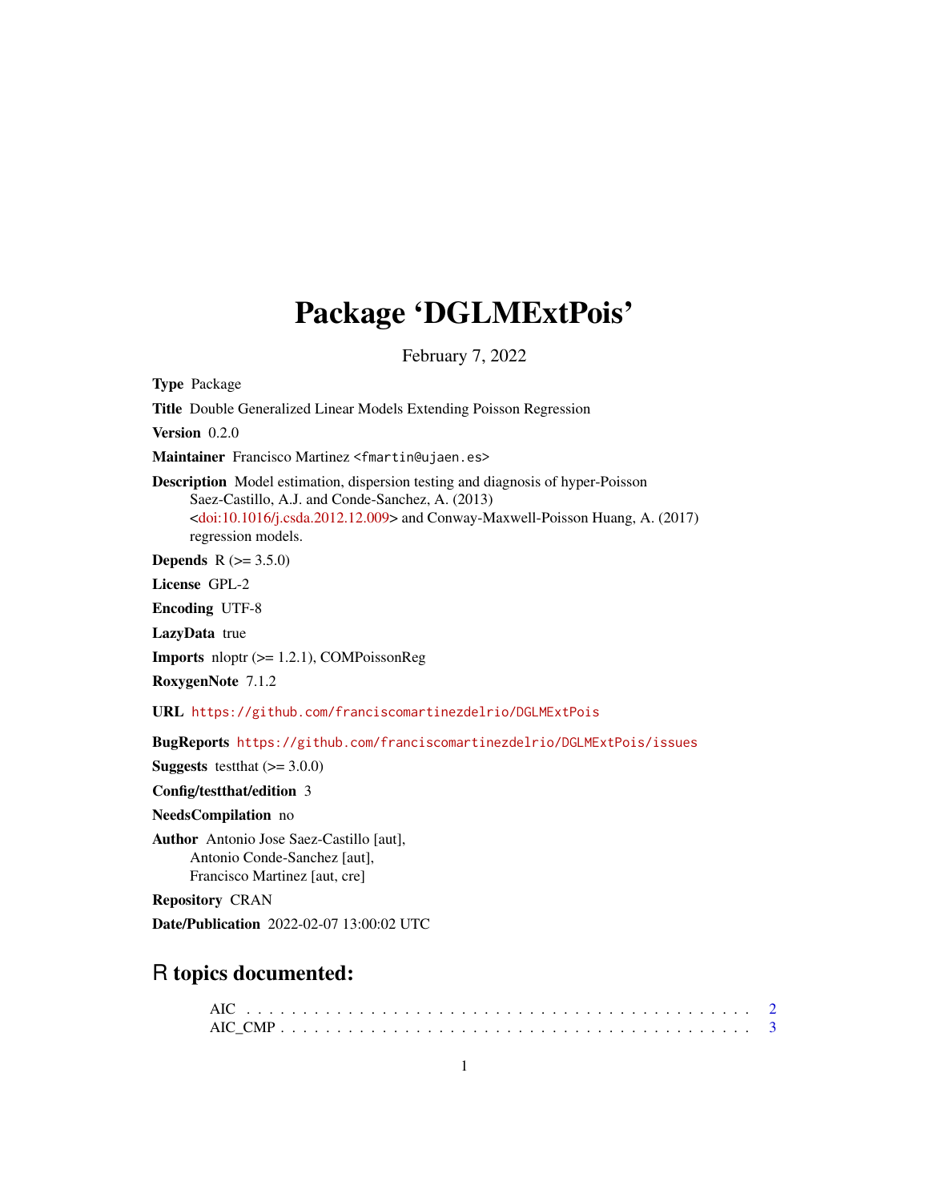# Package 'DGLMExtPois'

February 7, 2022

**Type** Package

**Title** Double Generalized Linear Models Extending Poisson Regression

**Version** 0.2.0

**Maintainer** Francisco Martinez <fmartin@ujaen.es>

**Description** Model estimation, dispersion testing and diagnosis of hyper-Poisson Saez-Castillo, A.J. and Conde-Sanchez, A. (2013) <doi:10.1016/j.csda.2012.12.009> and Conway-Maxwell-Poisson Huang, A. (2017) regression models.

**Depends** R (>= 3.5.0)

**License** GPL-2

**Encoding** UTF-8

**LazyData** true

**Imports** nloptr (>= 1.2.1), COMPoissonReg

**RoxygenNote** 7.1.2

**URL** https://github.com/franciscomartinezdelrio/DGLMExtPois

**BugReports** https://github.com/franciscomartinezdelrio/DGLMExtPois/issues

**Suggests** testthat (>= 3.0.0)

**Config/testthat/edition** 3

**NeedsCompilation** no

**Author** Antonio Jose Saez-Castillo [aut],
Antonio Conde-Sanchez [aut],
Francisco Martinez [aut, cre]

**Repository** CRAN

**Date/Publication** 2022-02-07 13:00:02 UTC

## R topics documented:

AIC . . . . . . . . . . . . . . . . . . . . . . . . . . . . . . . . . . . . . . . . . . 2
AIC_CMP . . . . . . . . . . . . . . . . . . . . . . . . . . . . . . . . . . . . . . . 3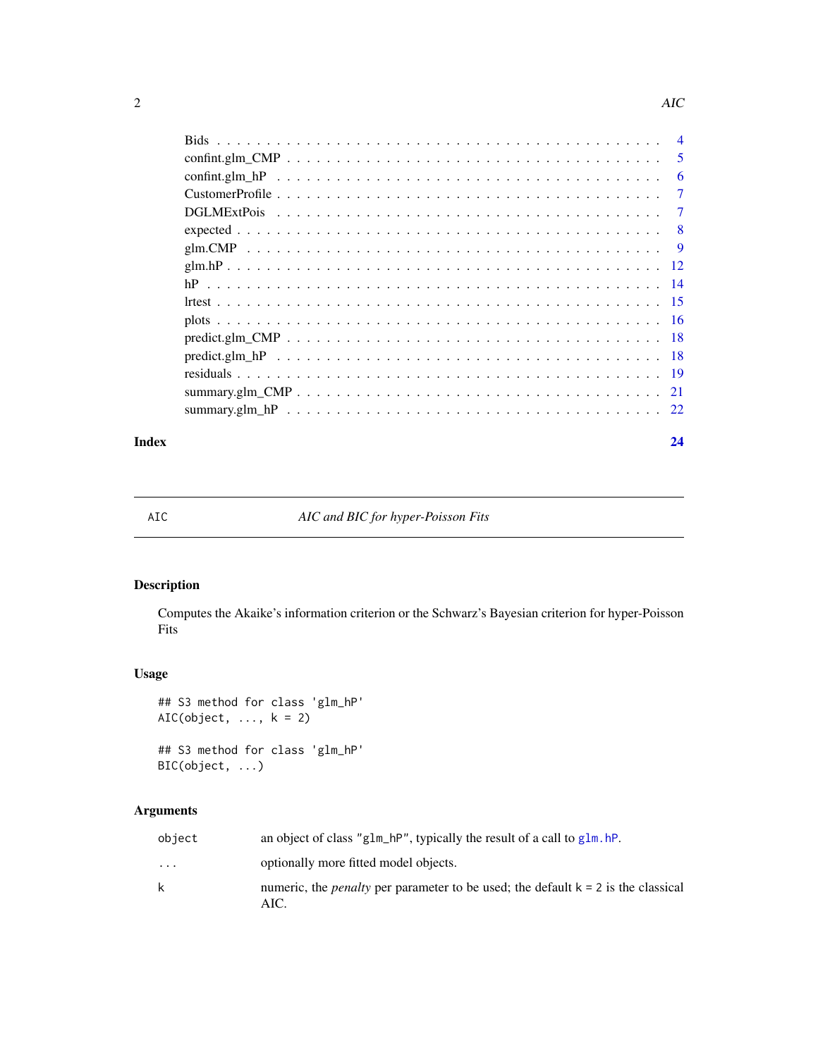Bids . . . . . . . . . . . . . . . . . . . . . . . . . . . . . . . . . . . . . . . . . . 4
confint.glm_CMP . . . . . . . . . . . . . . . . . . . . . . . . . . . . . . . . . . . . 5
confint.glm_hP . . . . . . . . . . . . . . . . . . . . . . . . . . . . . . . . . . . . . 6
CustomerProfile . . . . . . . . . . . . . . . . . . . . . . . . . . . . . . . . . . . . 7
DGLMExtPois . . . . . . . . . . . . . . . . . . . . . . . . . . . . . . . . . . . . . . 7
expected . . . . . . . . . . . . . . . . . . . . . . . . . . . . . . . . . . . . . . . . 8
glm.CMP . . . . . . . . . . . . . . . . . . . . . . . . . . . . . . . . . . . . . . . . 9
glm.hP . . . . . . . . . . . . . . . . . . . . . . . . . . . . . . . . . . . . . . . . . 12
hP . . . . . . . . . . . . . . . . . . . . . . . . . . . . . . . . . . . . . . . . . . . 14
lrtest . . . . . . . . . . . . . . . . . . . . . . . . . . . . . . . . . . . . . . . . . 15
plots . . . . . . . . . . . . . . . . . . . . . . . . . . . . . . . . . . . . . . . . . . 16
predict.glm_CMP . . . . . . . . . . . . . . . . . . . . . . . . . . . . . . . . . . . . 18
predict.glm_hP . . . . . . . . . . . . . . . . . . . . . . . . . . . . . . . . . . . . . 18
residuals . . . . . . . . . . . . . . . . . . . . . . . . . . . . . . . . . . . . . . . . 19
summary.glm_CMP . . . . . . . . . . . . . . . . . . . . . . . . . . . . . . . . . . . . 21
summary.glm_hP . . . . . . . . . . . . . . . . . . . . . . . . . . . . . . . . . . . . . 22

**Index** **24**

---

`AIC` *AIC and BIC for hyper-Poisson Fits*

---

## Description

Computes the Akaike's information criterion or the Schwarz's Bayesian criterion for hyper-Poisson Fits

## Usage

```
## S3 method for class 'glm_hP'
AIC(object, ..., k = 2)

## S3 method for class 'glm_hP'
BIC(object, ...)
```

## Arguments

| | |
|---|---|
| `object` | an object of class `"glm_hP"`, typically the result of a call to `glm.hP`. |
| `...` | optionally more fitted model objects. |
| `k` | numeric, the *penalty* per parameter to be used; the default `k = 2` is the classical AIC. |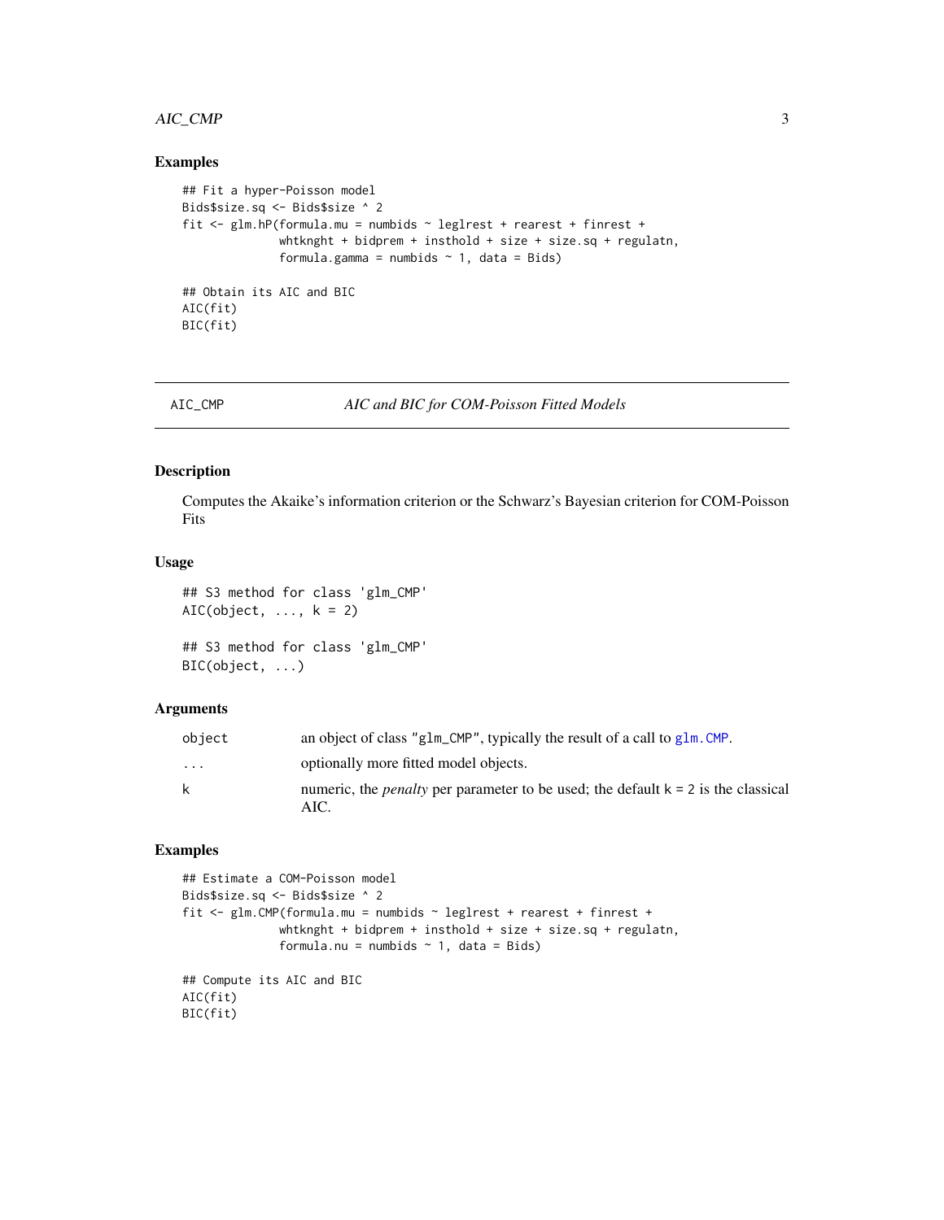## Examples

```
## Fit a hyper-Poisson model
Bids$size.sq <- Bids$size ^ 2
fit <- glm.hP(formula.mu = numbids ~ leglrest + rearest + finrest +
              whtknght + bidprem + insthold + size + size.sq + regulatn,
              formula.gamma = numbids ~ 1, data = Bids)

## Obtain its AIC and BIC
AIC(fit)
BIC(fit)
```

---

AIC_CMP *AIC and BIC for COM-Poisson Fitted Models*

---

## Description

Computes the Akaike's information criterion or the Schwarz's Bayesian criterion for COM-Poisson Fits

## Usage

```
## S3 method for class 'glm_CMP'
AIC(object, ..., k = 2)

## S3 method for class 'glm_CMP'
BIC(object, ...)
```

## Arguments

| | |
|---|---|
| object | an object of class "glm_CMP", typically the result of a call to glm.CMP. |
| ... | optionally more fitted model objects. |
| k | numeric, the *penalty* per parameter to be used; the default k = 2 is the classical AIC. |

## Examples

```
## Estimate a COM-Poisson model
Bids$size.sq <- Bids$size ^ 2
fit <- glm.CMP(formula.mu = numbids ~ leglrest + rearest + finrest +
              whtknght + bidprem + insthold + size + size.sq + regulatn,
              formula.nu = numbids ~ 1, data = Bids)

## Compute its AIC and BIC
AIC(fit)
BIC(fit)
```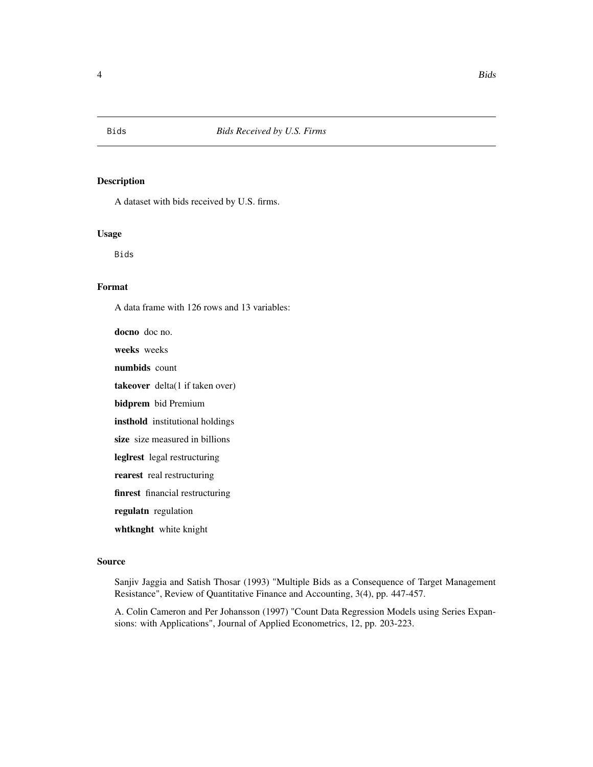Bids *Bids Received by U.S. Firms*

## Description

A dataset with bids received by U.S. firms.

## Usage

```
Bids
```

## Format

A data frame with 126 rows and 13 variables:

**docno** doc no.

**weeks** weeks

**numbids** count

**takeover** delta(1 if taken over)

**bidprem** bid Premium

**insthold** institutional holdings

**size** size measured in billions

**leglrest** legal restructuring

**rearest** real restructuring

**finrest** financial restructuring

**regulatn** regulation

**whtknght** white knight

## Source

Sanjiv Jaggia and Satish Thosar (1993) "Multiple Bids as a Consequence of Target Management Resistance", Review of Quantitative Finance and Accounting, 3(4), pp. 447-457.

A. Colin Cameron and Per Johansson (1997) "Count Data Regression Models using Series Expansions: with Applications", Journal of Applied Econometrics, 12, pp. 203-223.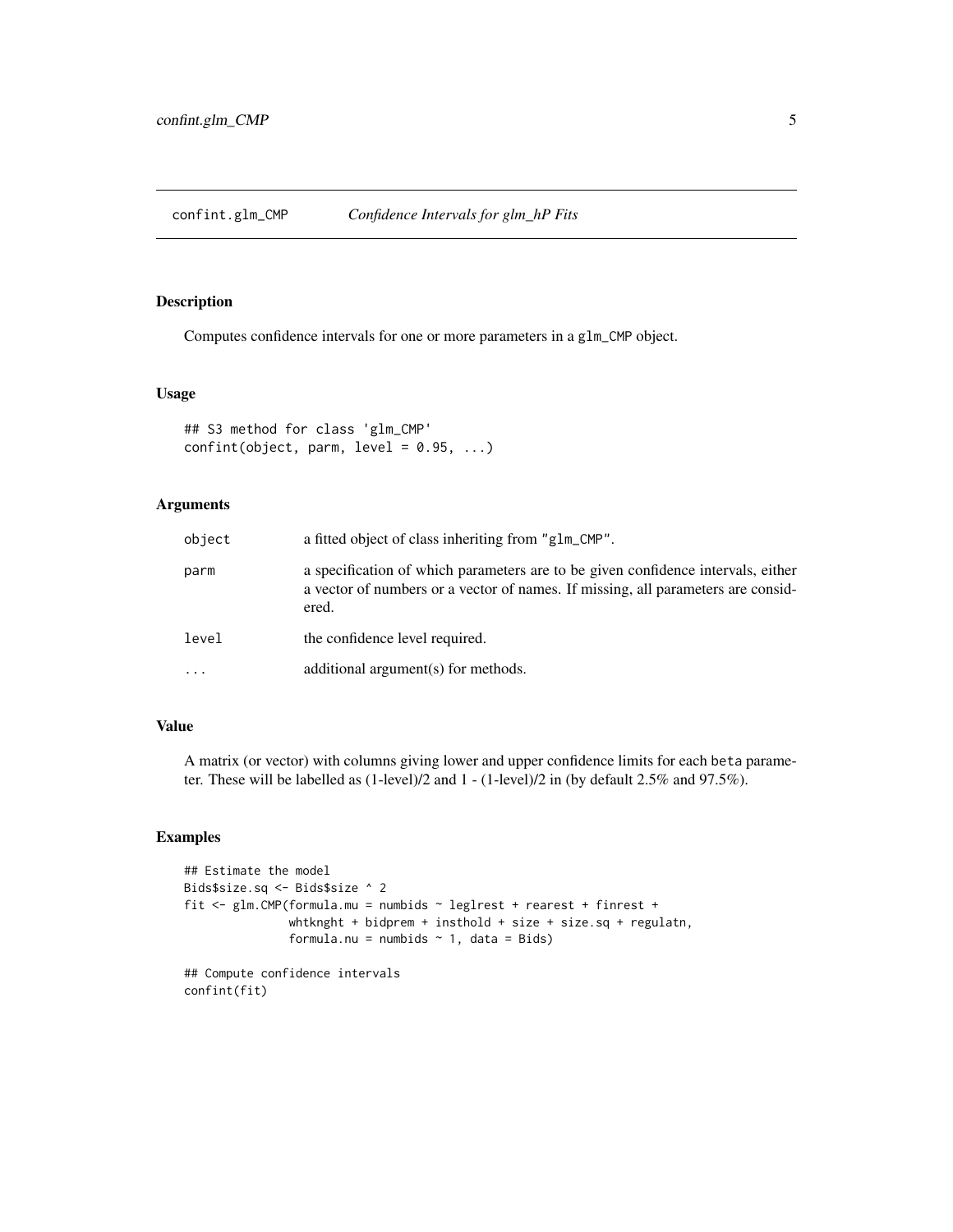# confint.glm_CMP *Confidence Intervals for glm_hP Fits*

## Description

Computes confidence intervals for one or more parameters in a `glm_CMP` object.

## Usage

```
## S3 method for class 'glm_CMP'
confint(object, parm, level = 0.95, ...)
```

## Arguments

| | |
|---|---|
| `object` | a fitted object of class inheriting from `"glm_CMP"`. |
| `parm` | a specification of which parameters are to be given confidence intervals, either a vector of numbers or a vector of names. If missing, all parameters are considered. |
| `level` | the confidence level required. |
| `...` | additional argument(s) for methods. |

## Value

A matrix (or vector) with columns giving lower and upper confidence limits for each `beta` parameter. These will be labelled as (1-level)/2 and 1 - (1-level)/2 in (by default 2.5% and 97.5%).

## Examples

```
## Estimate the model
Bids$size.sq <- Bids$size ^ 2
fit <- glm.CMP(formula.mu = numbids ~ leglrest + rearest + finrest +
               whtknght + bidprem + insthold + size + size.sq + regulatn,
               formula.nu = numbids ~ 1, data = Bids)

## Compute confidence intervals
confint(fit)
```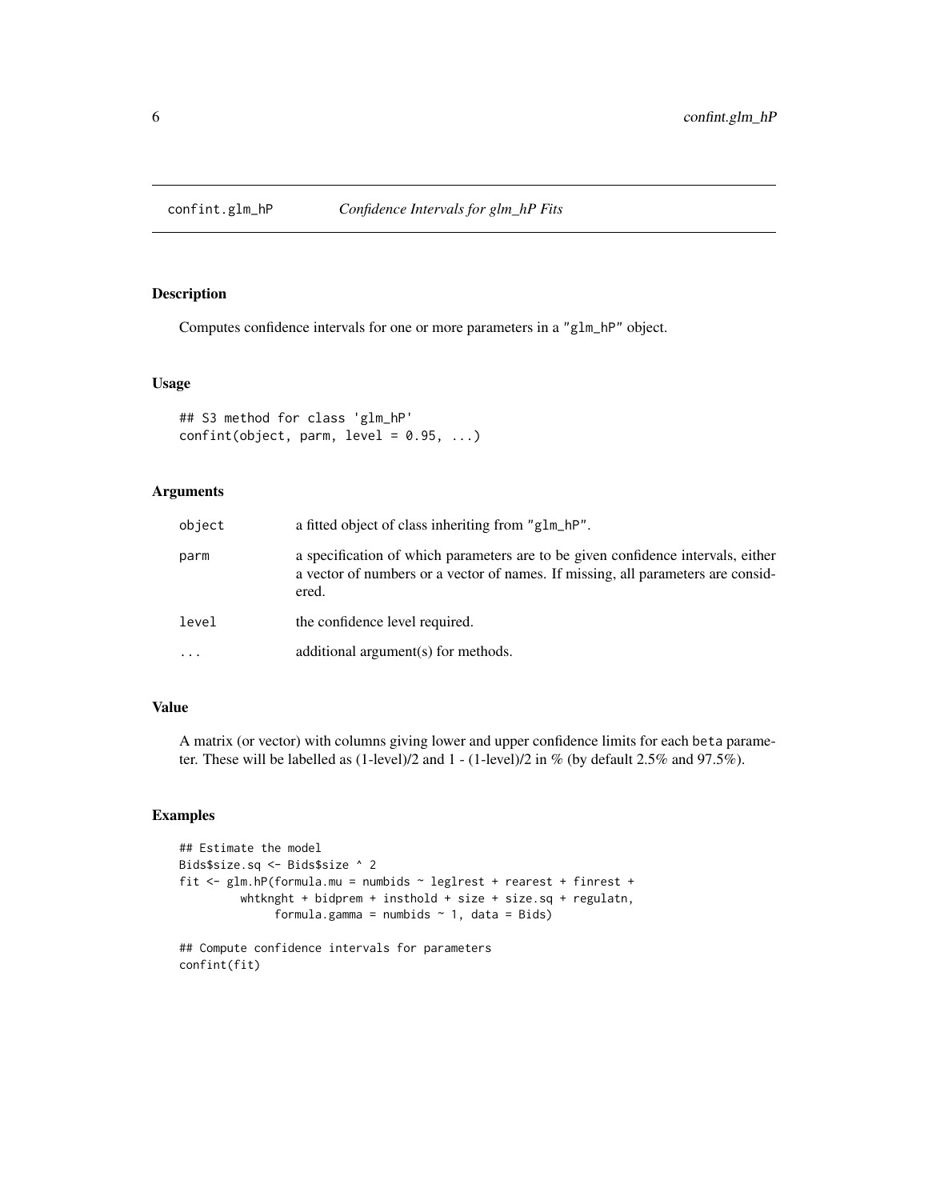# confint.glm_hP *Confidence Intervals for glm_hP Fits*

## Description

Computes confidence intervals for one or more parameters in a "glm_hP" object.

## Usage

```
## S3 method for class 'glm_hP'
confint(object, parm, level = 0.95, ...)
```

## Arguments

| | |
|---|---|
| object | a fitted object of class inheriting from "glm_hP". |
| parm | a specification of which parameters are to be given confidence intervals, either a vector of numbers or a vector of names. If missing, all parameters are considered. |
| level | the confidence level required. |
| ... | additional argument(s) for methods. |

## Value

A matrix (or vector) with columns giving lower and upper confidence limits for each beta parameter. These will be labelled as (1-level)/2 and 1 - (1-level)/2 in % (by default 2.5% and 97.5%).

## Examples

```
## Estimate the model
Bids$size.sq <- Bids$size ^ 2
fit <- glm.hP(formula.mu = numbids ~ leglrest + rearest + finrest +
        whtknght + bidprem + insthold + size + size.sq + regulatn,
              formula.gamma = numbids ~ 1, data = Bids)

## Compute confidence intervals for parameters
confint(fit)
```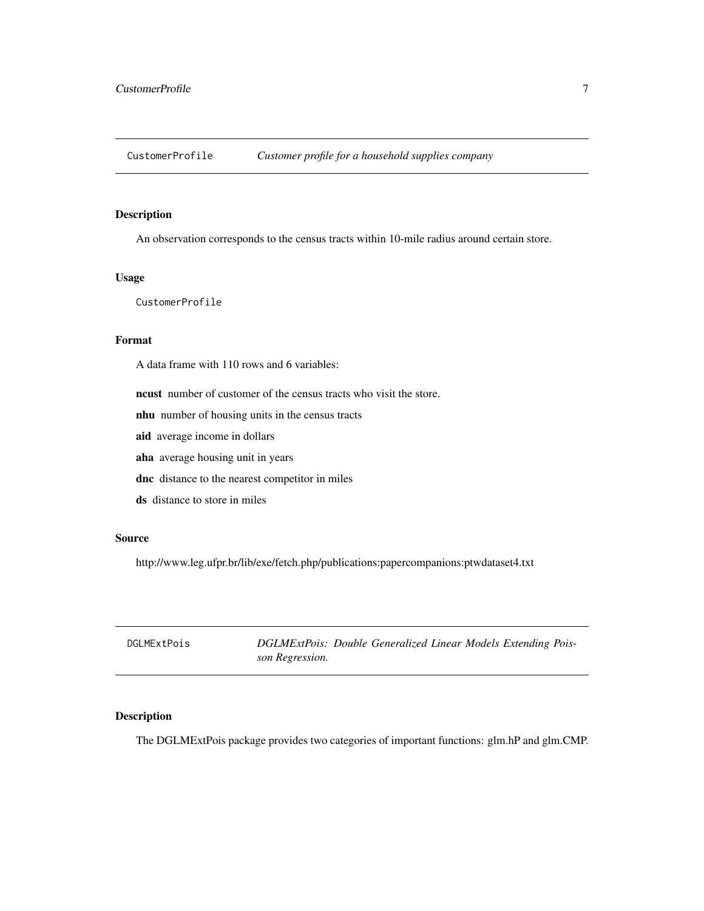## CustomerProfile *Customer profile for a household supplies company*

### Description

An observation corresponds to the census tracts within 10-mile radius around certain store.

### Usage

```
CustomerProfile
```

### Format

A data frame with 110 rows and 6 variables:

**ncust** number of customer of the census tracts who visit the store.

**nhu** number of housing units in the census tracts

**aid** average income in dollars

**aha** average housing unit in years

**dnc** distance to the nearest competitor in miles

**ds** distance to store in miles

### Source

http://www.leg.ufpr.br/lib/exe/fetch.php/publications:papercompanions:ptwdataset4.txt

## DGLMExtPois *DGLMExtPois: Double Generalized Linear Models Extending Poisson Regression.*

### Description

The DGLMExtPois package provides two categories of important functions: glm.hP and glm.CMP.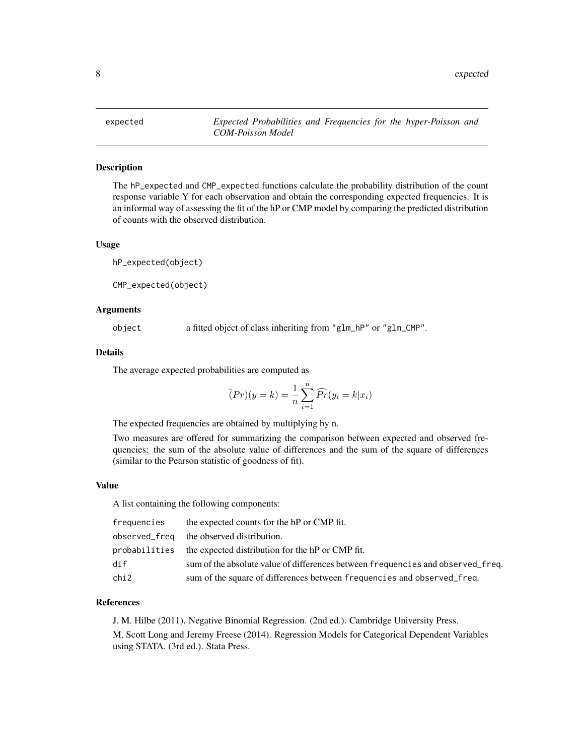# expected — *Expected Probabilities and Frequencies for the hyper-Poisson and COM-Poisson Model*

## Description

The `hP_expected` and `CMP_expected` functions calculate the probability distribution of the count response variable Y for each observation and obtain the corresponding expected frequencies. It is an informal way of assessing the fit of the hP or CMP model by comparing the predicted distribution of counts with the observed distribution.

## Usage

```
hP_expected(object)

CMP_expected(object)
```

## Arguments

| | |
|---|---|
| `object` | a fitted object of class inheriting from `"glm_hP"` or `"glm_CMP"`. |

## Details

The average expected probabilities are computed as

$$\bar{(}Pr)(y = k) = \frac{1}{n} \sum_{i=1}^{n} \widehat{Pr}(y_i = k|x_i)$$

The expected frequencies are obtained by multiplying by n.

Two measures are offered for summarizing the comparison between expected and observed frequencies: the sum of the absolute value of differences and the sum of the square of differences (similar to the Pearson statistic of goodness of fit).

## Value

A list containing the following components:

| | |
|---|---|
| `frequencies` | the expected counts for the hP or CMP fit. |
| `observed_freq` | the observed distribution. |
| `probabilities` | the expected distribution for the hP or CMP fit. |
| `dif` | sum of the absolute value of differences between `frequencies` and `observed_freq`. |
| `chi2` | sum of the square of differences between `frequencies` and `observed_freq`. |

## References

J. M. Hilbe (2011). Negative Binomial Regression. (2nd ed.). Cambridge University Press.

M. Scott Long and Jeremy Freese (2014). Regression Models for Categorical Dependent Variables using STATA. (3rd ed.). Stata Press.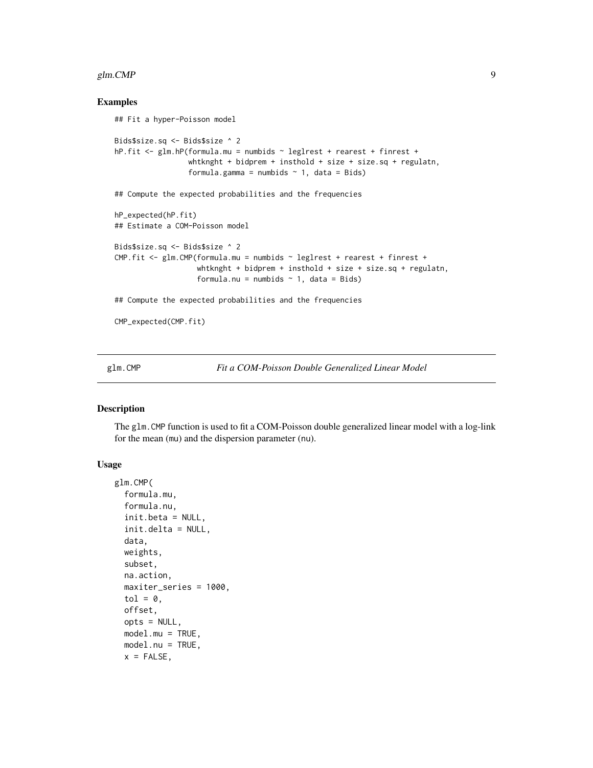## Examples

```
## Fit a hyper-Poisson model

Bids$size.sq <- Bids$size ^ 2
hP.fit <- glm.hP(formula.mu = numbids ~ leglrest + rearest + finrest +
                 whtknght + bidprem + insthold + size + size.sq + regulatn,
                 formula.gamma = numbids ~ 1, data = Bids)

## Compute the expected probabilities and the frequencies

hP_expected(hP.fit)
## Estimate a COM-Poisson model

Bids$size.sq <- Bids$size ^ 2
CMP.fit <- glm.CMP(formula.mu = numbids ~ leglrest + rearest + finrest +
                   whtknght + bidprem + insthold + size + size.sq + regulatn,
                   formula.nu = numbids ~ 1, data = Bids)

## Compute the expected probabilities and the frequencies

CMP_expected(CMP.fit)
```

---

# glm.CMP — *Fit a COM-Poisson Double Generalized Linear Model*

---

## Description

The `glm.CMP` function is used to fit a COM-Poisson double generalized linear model with a log-link for the mean (`mu`) and the dispersion parameter (`nu`).

## Usage

```
glm.CMP(
  formula.mu,
  formula.nu,
  init.beta = NULL,
  init.delta = NULL,
  data,
  weights,
  subset,
  na.action,
  maxiter_series = 1000,
  tol = 0,
  offset,
  opts = NULL,
  model.mu = TRUE,
  model.nu = TRUE,
  x = FALSE,
```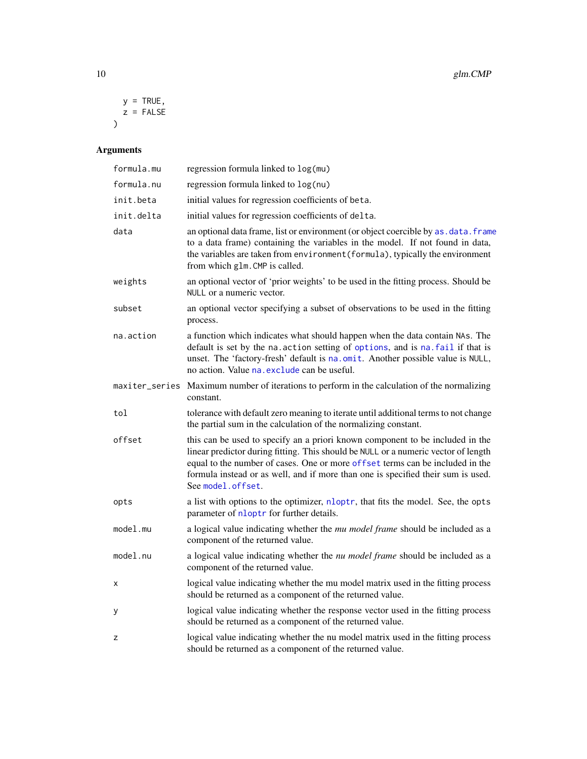```
  y = TRUE,
  z = FALSE
)
```

## Arguments

| | |
|---|---|
| formula.mu | regression formula linked to log(mu) |
| formula.nu | regression formula linked to log(nu) |
| init.beta | initial values for regression coefficients of beta. |
| init.delta | initial values for regression coefficients of delta. |
| data | an optional data frame, list or environment (or object coercible by as.data.frame to a data frame) containing the variables in the model. If not found in data, the variables are taken from environment(formula), typically the environment from which glm.CMP is called. |
| weights | an optional vector of 'prior weights' to be used in the fitting process. Should be NULL or a numeric vector. |
| subset | an optional vector specifying a subset of observations to be used in the fitting process. |
| na.action | a function which indicates what should happen when the data contain NAs. The default is set by the na.action setting of options, and is na.fail if that is unset. The 'factory-fresh' default is na.omit. Another possible value is NULL, no action. Value na.exclude can be useful. |
| maxiter_series | Maximum number of iterations to perform in the calculation of the normalizing constant. |
| tol | tolerance with default zero meaning to iterate until additional terms to not change the partial sum in the calculation of the normalizing constant. |
| offset | this can be used to specify an a priori known component to be included in the linear predictor during fitting. This should be NULL or a numeric vector of length equal to the number of cases. One or more offset terms can be included in the formula instead or as well, and if more than one is specified their sum is used. See model.offset. |
| opts | a list with options to the optimizer, nloptr, that fits the model. See, the opts parameter of nloptr for further details. |
| model.mu | a logical value indicating whether the *mu model frame* should be included as a component of the returned value. |
| model.nu | a logical value indicating whether the *nu model frame* should be included as a component of the returned value. |
| x | logical value indicating whether the mu model matrix used in the fitting process should be returned as a component of the returned value. |
| y | logical value indicating whether the response vector used in the fitting process should be returned as a component of the returned value. |
| z | logical value indicating whether the nu model matrix used in the fitting process should be returned as a component of the returned value. |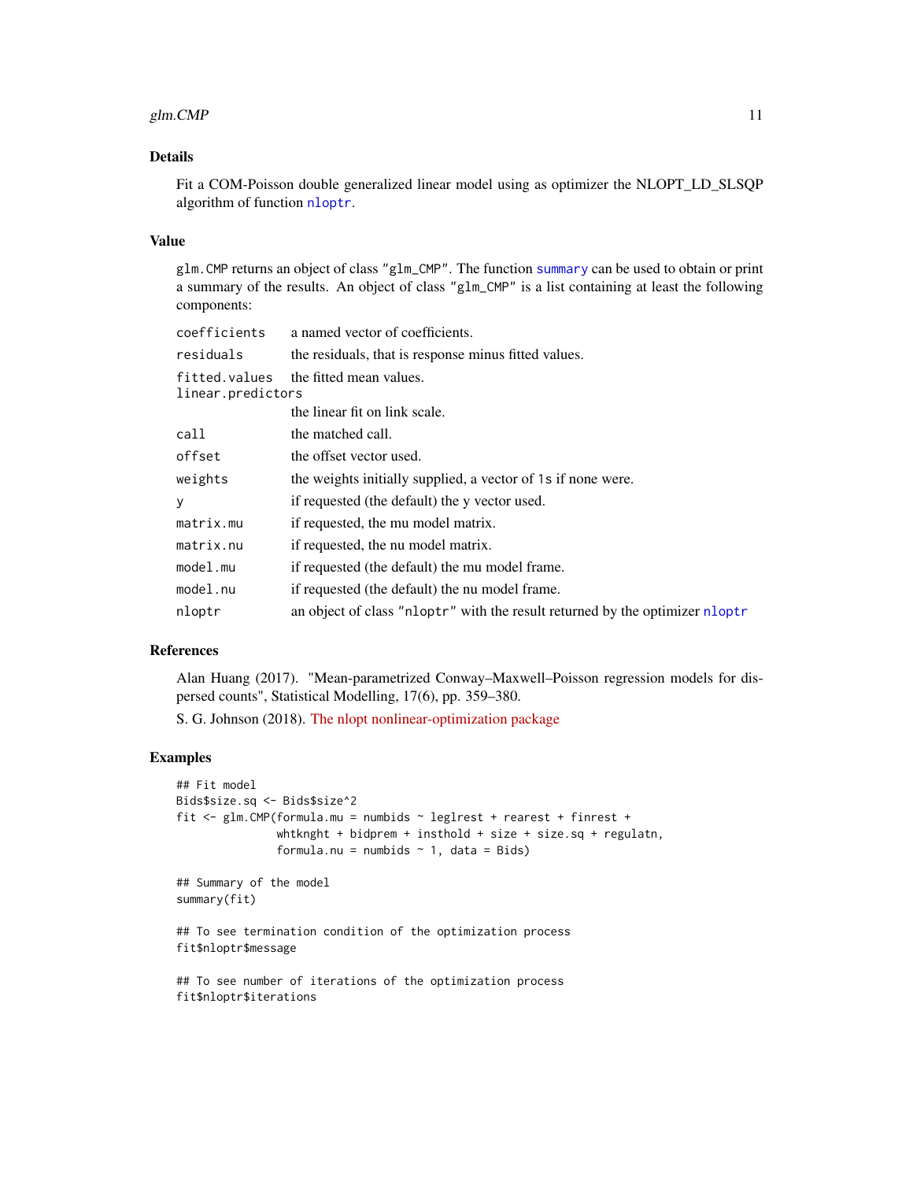### Details

Fit a COM-Poisson double generalized linear model using as optimizer the NLOPT_LD_SLSQP algorithm of function nloptr.

### Value

glm.CMP returns an object of class "glm_CMP". The function summary can be used to obtain or print a summary of the results. An object of class "glm_CMP" is a list containing at least the following components:

| | |
|---|---|
| coefficients | a named vector of coefficients. |
| residuals | the residuals, that is response minus fitted values. |
| fitted.values | the fitted mean values. |
| linear.predictors | the linear fit on link scale. |
| call | the matched call. |
| offset | the offset vector used. |
| weights | the weights initially supplied, a vector of 1s if none were. |
| y | if requested (the default) the y vector used. |
| matrix.mu | if requested, the mu model matrix. |
| matrix.nu | if requested, the nu model matrix. |
| model.mu | if requested (the default) the mu model frame. |
| model.nu | if requested (the default) the nu model frame. |
| nloptr | an object of class "nloptr" with the result returned by the optimizer nloptr |

### References

Alan Huang (2017). "Mean-parametrized Conway–Maxwell–Poisson regression models for dispersed counts", Statistical Modelling, 17(6), pp. 359–380.

S. G. Johnson (2018). The nlopt nonlinear-optimization package

### Examples

```
## Fit model
Bids$size.sq <- Bids$size^2
fit <- glm.CMP(formula.mu = numbids ~ leglrest + rearest + finrest +
               whtknght + bidprem + insthold + size + size.sq + regulatn,
               formula.nu = numbids ~ 1, data = Bids)

## Summary of the model
summary(fit)

## To see termination condition of the optimization process
fit$nloptr$message

## To see number of iterations of the optimization process
fit$nloptr$iterations
```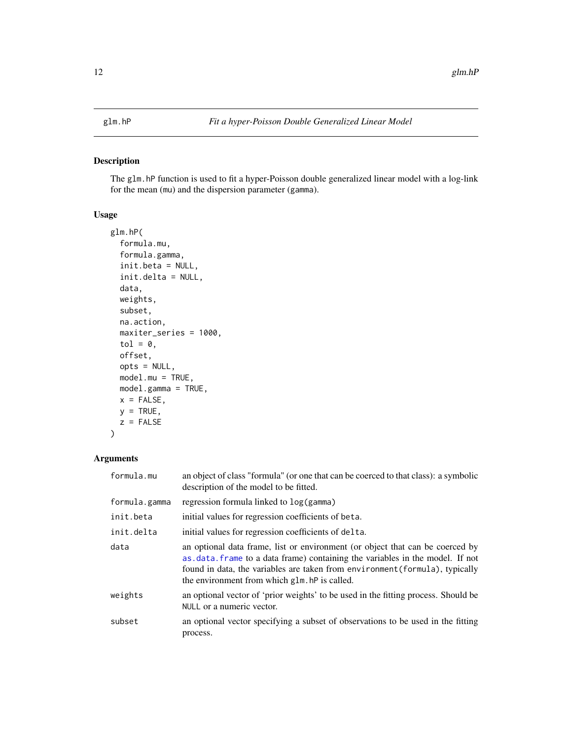# glm.hP — *Fit a hyper-Poisson Double Generalized Linear Model*

## Description

The `glm.hP` function is used to fit a hyper-Poisson double generalized linear model with a log-link for the mean (`mu`) and the dispersion parameter (`gamma`).

## Usage

```
glm.hP(
  formula.mu,
  formula.gamma,
  init.beta = NULL,
  init.delta = NULL,
  data,
  weights,
  subset,
  na.action,
  maxiter_series = 1000,
  tol = 0,
  offset,
  opts = NULL,
  model.mu = TRUE,
  model.gamma = TRUE,
  x = FALSE,
  y = TRUE,
  z = FALSE
)
```

## Arguments

| Argument | Description |
|---|---|
| `formula.mu` | an object of class "formula" (or one that can be coerced to that class): a symbolic description of the model to be fitted. |
| `formula.gamma` | regression formula linked to `log(gamma)` |
| `init.beta` | initial values for regression coefficients of `beta`. |
| `init.delta` | initial values for regression coefficients of `delta`. |
| `data` | an optional data frame, list or environment (or object that can be coerced by `as.data.frame` to a data frame) containing the variables in the model. If not found in data, the variables are taken from `environment(formula)`, typically the environment from which `glm.hP` is called. |
| `weights` | an optional vector of 'prior weights' to be used in the fitting process. Should be `NULL` or a numeric vector. |
| `subset` | an optional vector specifying a subset of observations to be used in the fitting process. |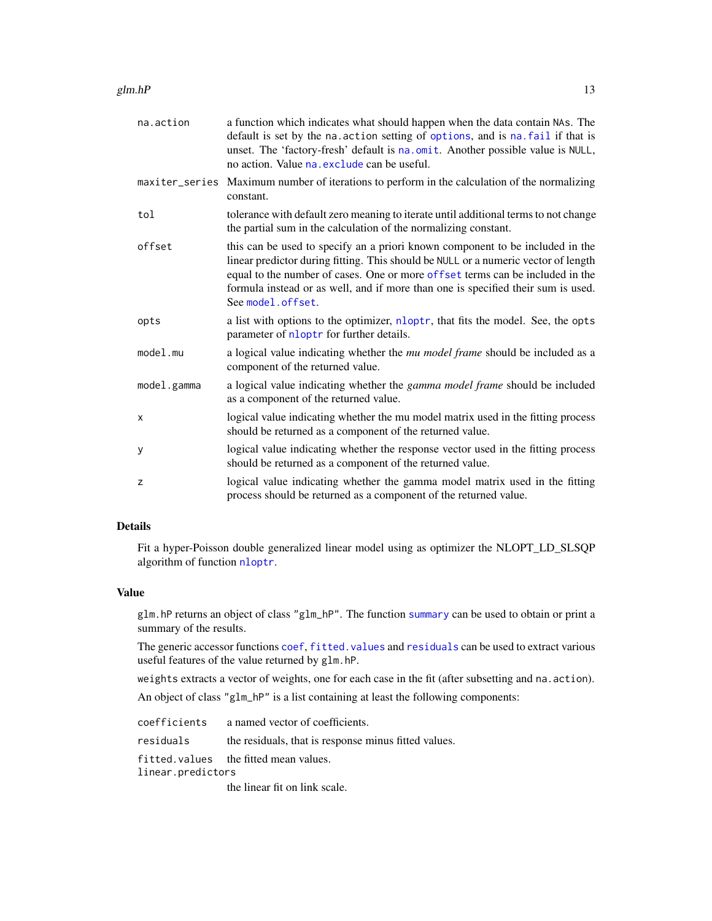| | |
|---|---|
| na.action | a function which indicates what should happen when the data contain NAs. The default is set by the na.action setting of options, and is na.fail if that is unset. The 'factory-fresh' default is na.omit. Another possible value is NULL, no action. Value na.exclude can be useful. |
| maxiter_series | Maximum number of iterations to perform in the calculation of the normalizing constant. |
| tol | tolerance with default zero meaning to iterate until additional terms to not change the partial sum in the calculation of the normalizing constant. |
| offset | this can be used to specify an a priori known component to be included in the linear predictor during fitting. This should be NULL or a numeric vector of length equal to the number of cases. One or more offset terms can be included in the formula instead or as well, and if more than one is specified their sum is used. See model.offset. |
| opts | a list with options to the optimizer, nloptr, that fits the model. See, the opts parameter of nloptr for further details. |
| model.mu | a logical value indicating whether the *mu model frame* should be included as a component of the returned value. |
| model.gamma | a logical value indicating whether the *gamma model frame* should be included as a component of the returned value. |
| x | logical value indicating whether the mu model matrix used in the fitting process should be returned as a component of the returned value. |
| y | logical value indicating whether the response vector used in the fitting process should be returned as a component of the returned value. |
| z | logical value indicating whether the gamma model matrix used in the fitting process should be returned as a component of the returned value. |

## Details

Fit a hyper-Poisson double generalized linear model using as optimizer the NLOPT_LD_SLSQP algorithm of function nloptr.

## Value

glm.hP returns an object of class "glm_hP". The function summary can be used to obtain or print a summary of the results.

The generic accessor functions coef, fitted.values and residuals can be used to extract various useful features of the value returned by glm.hP.

weights extracts a vector of weights, one for each case in the fit (after subsetting and na.action).

An object of class "glm_hP" is a list containing at least the following components:

| | |
|---|---|
| coefficients | a named vector of coefficients. |
| residuals | the residuals, that is response minus fitted values. |
| fitted.values | the fitted mean values. |
| linear.predictors | the linear fit on link scale. |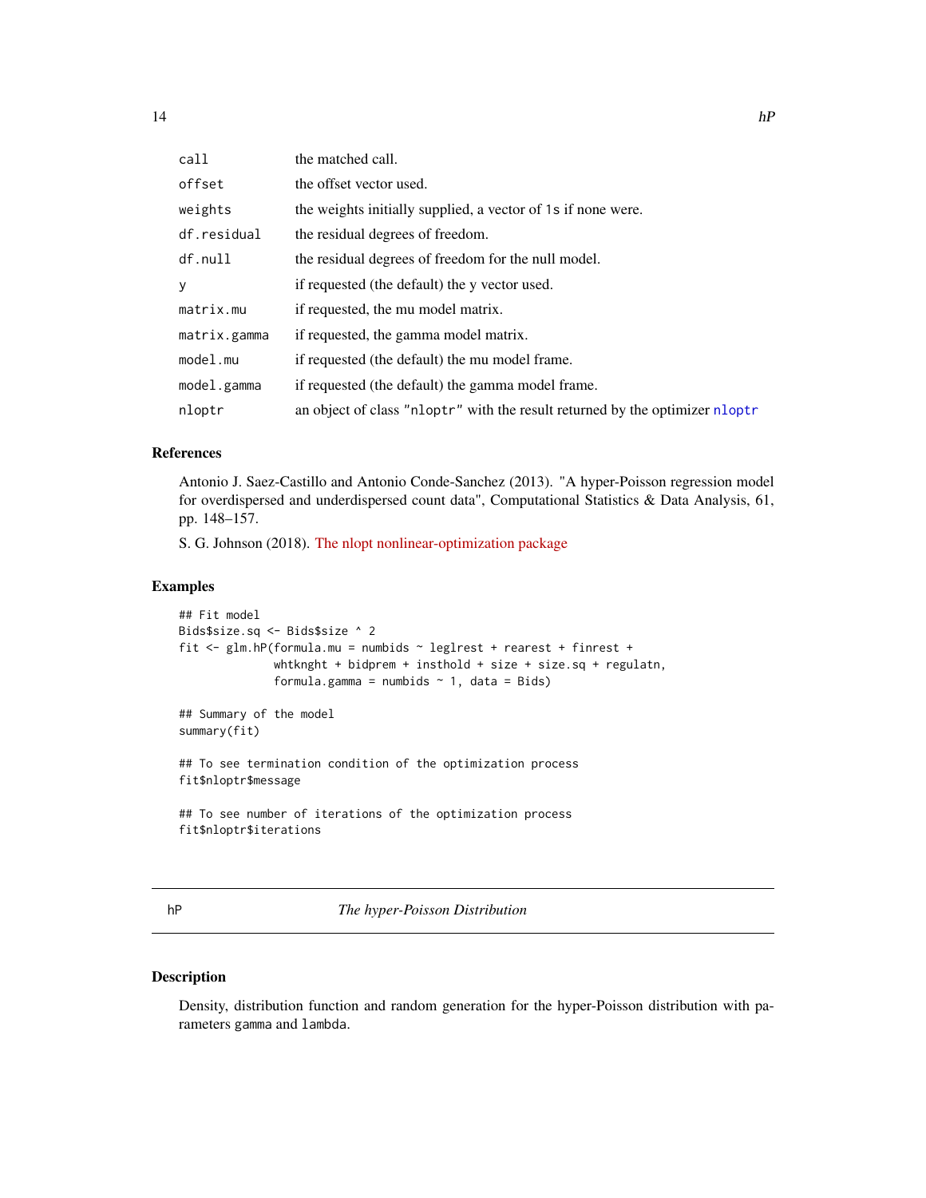| | |
|---|---|
| `call` | the matched call. |
| `offset` | the offset vector used. |
| `weights` | the weights initially supplied, a vector of 1s if none were. |
| `df.residual` | the residual degrees of freedom. |
| `df.null` | the residual degrees of freedom for the null model. |
| `y` | if requested (the default) the y vector used. |
| `matrix.mu` | if requested, the mu model matrix. |
| `matrix.gamma` | if requested, the gamma model matrix. |
| `model.mu` | if requested (the default) the mu model frame. |
| `model.gamma` | if requested (the default) the gamma model frame. |
| `nloptr` | an object of class "nloptr" with the result returned by the optimizer nloptr |

## References

Antonio J. Saez-Castillo and Antonio Conde-Sanchez (2013). "A hyper-Poisson regression model for overdispersed and underdispersed count data", Computational Statistics & Data Analysis, 61, pp. 148–157.

S. G. Johnson (2018). The nlopt nonlinear-optimization package

## Examples

```
## Fit model
Bids$size.sq <- Bids$size ^ 2
fit <- glm.hP(formula.mu = numbids ~ leglrest + rearest + finrest +
              whtknght + bidprem + insthold + size + size.sq + regulatn,
              formula.gamma = numbids ~ 1, data = Bids)

## Summary of the model
summary(fit)

## To see termination condition of the optimization process
fit$nloptr$message

## To see number of iterations of the optimization process
fit$nloptr$iterations
```

---

# hP — *The hyper-Poisson Distribution*

## Description

Density, distribution function and random generation for the hyper-Poisson distribution with parameters gamma and lambda.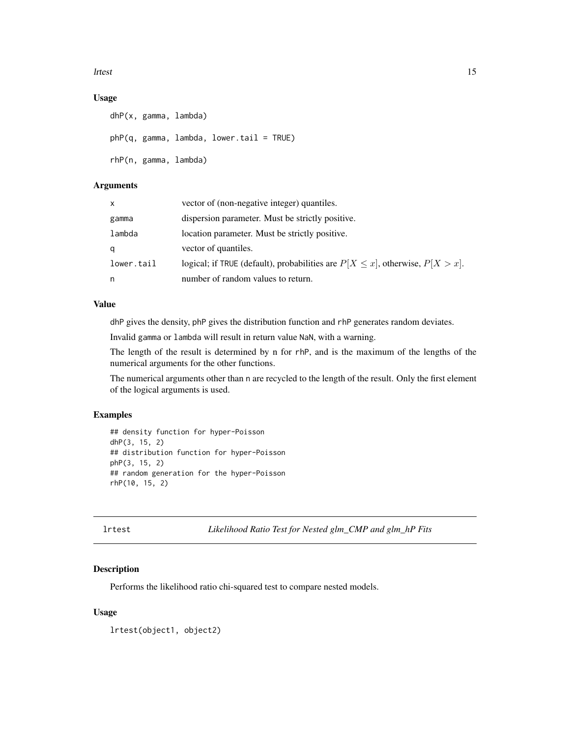### Usage

```
dhP(x, gamma, lambda)

phP(q, gamma, lambda, lower.tail = TRUE)

rhP(n, gamma, lambda)
```

### Arguments

| | |
|---|---|
| x | vector of (non-negative integer) quantiles. |
| gamma | dispersion parameter. Must be strictly positive. |
| lambda | location parameter. Must be strictly positive. |
| q | vector of quantiles. |
| lower.tail | logical; if TRUE (default), probabilities are $P[X \leq x]$, otherwise, $P[X > x]$. |
| n | number of random values to return. |

### Value

dhP gives the density, phP gives the distribution function and rhP generates random deviates.

Invalid gamma or lambda will result in return value NaN, with a warning.

The length of the result is determined by n for rhP, and is the maximum of the lengths of the numerical arguments for the other functions.

The numerical arguments other than n are recycled to the length of the result. Only the first element of the logical arguments is used.

### Examples

```
## density function for hyper-Poisson
dhP(3, 15, 2)
## distribution function for hyper-Poisson
phP(3, 15, 2)
## random generation for the hyper-Poisson
rhP(10, 15, 2)
```

---

## lrtest — *Likelihood Ratio Test for Nested glm_CMP and glm_hP Fits*

### Description

Performs the likelihood ratio chi-squared test to compare nested models.

### Usage

```
lrtest(object1, object2)
```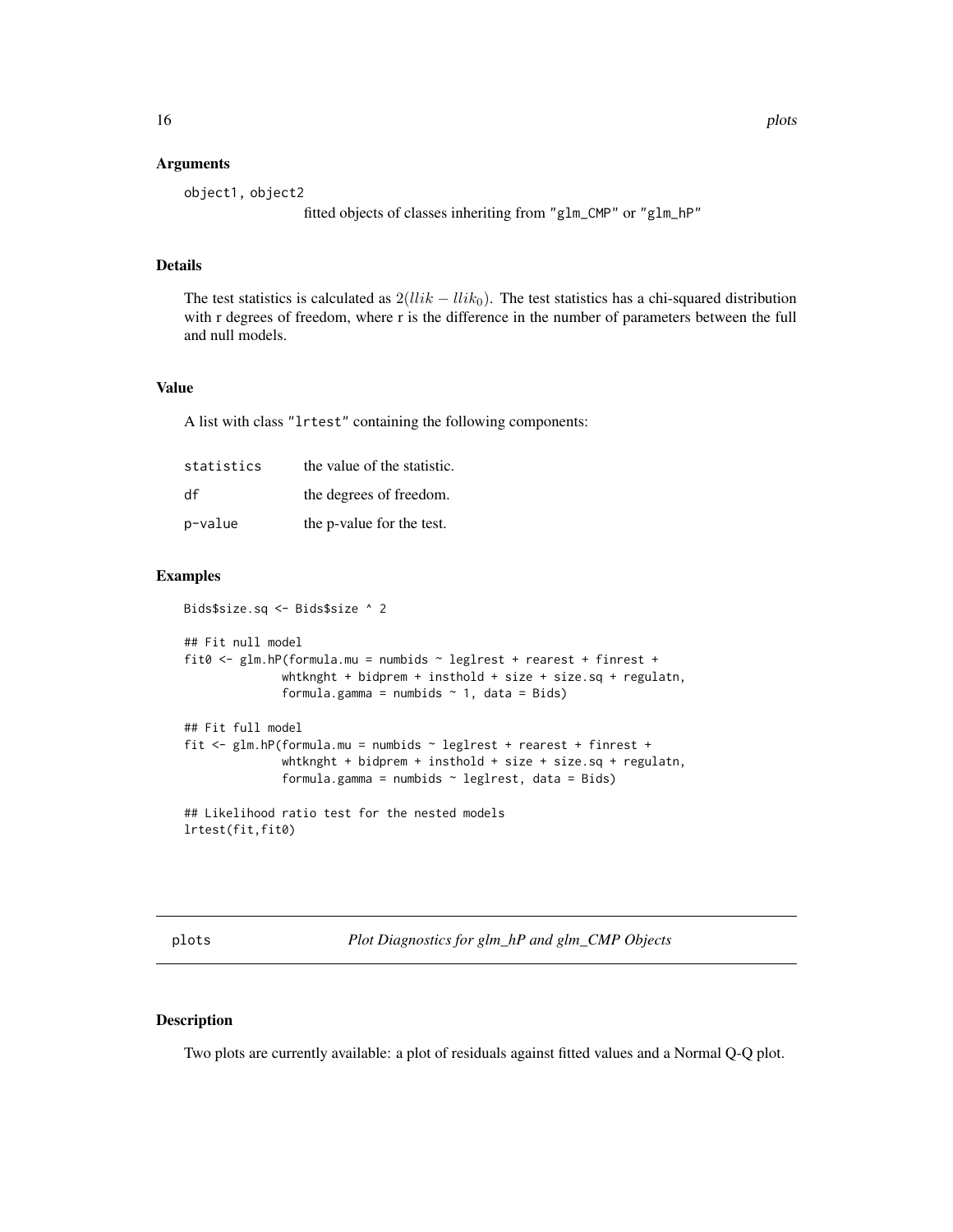### Arguments

object1, object2
: fitted objects of classes inheriting from "glm_CMP" or "glm_hP"

### Details

The test statistics is calculated as $2(llik - llik_0)$. The test statistics has a chi-squared distribution with r degrees of freedom, where r is the difference in the number of parameters between the full and null models.

### Value

A list with class "lrtest" containing the following components:

| | |
|---|---|
| statistics | the value of the statistic. |
| df | the degrees of freedom. |
| p-value | the p-value for the test. |

### Examples

```
Bids$size.sq <- Bids$size ^ 2

## Fit null model
fit0 <- glm.hP(formula.mu = numbids ~ leglrest + rearest + finrest +
              whtknght + bidprem + insthold + size + size.sq + regulatn,
              formula.gamma = numbids ~ 1, data = Bids)

## Fit full model
fit <- glm.hP(formula.mu = numbids ~ leglrest + rearest + finrest +
              whtknght + bidprem + insthold + size + size.sq + regulatn,
              formula.gamma = numbids ~ leglrest, data = Bids)

## Likelihood ratio test for the nested models
lrtest(fit,fit0)
```

---

## plots — *Plot Diagnostics for glm_hP and glm_CMP Objects*

---

### Description

Two plots are currently available: a plot of residuals against fitted values and a Normal Q-Q plot.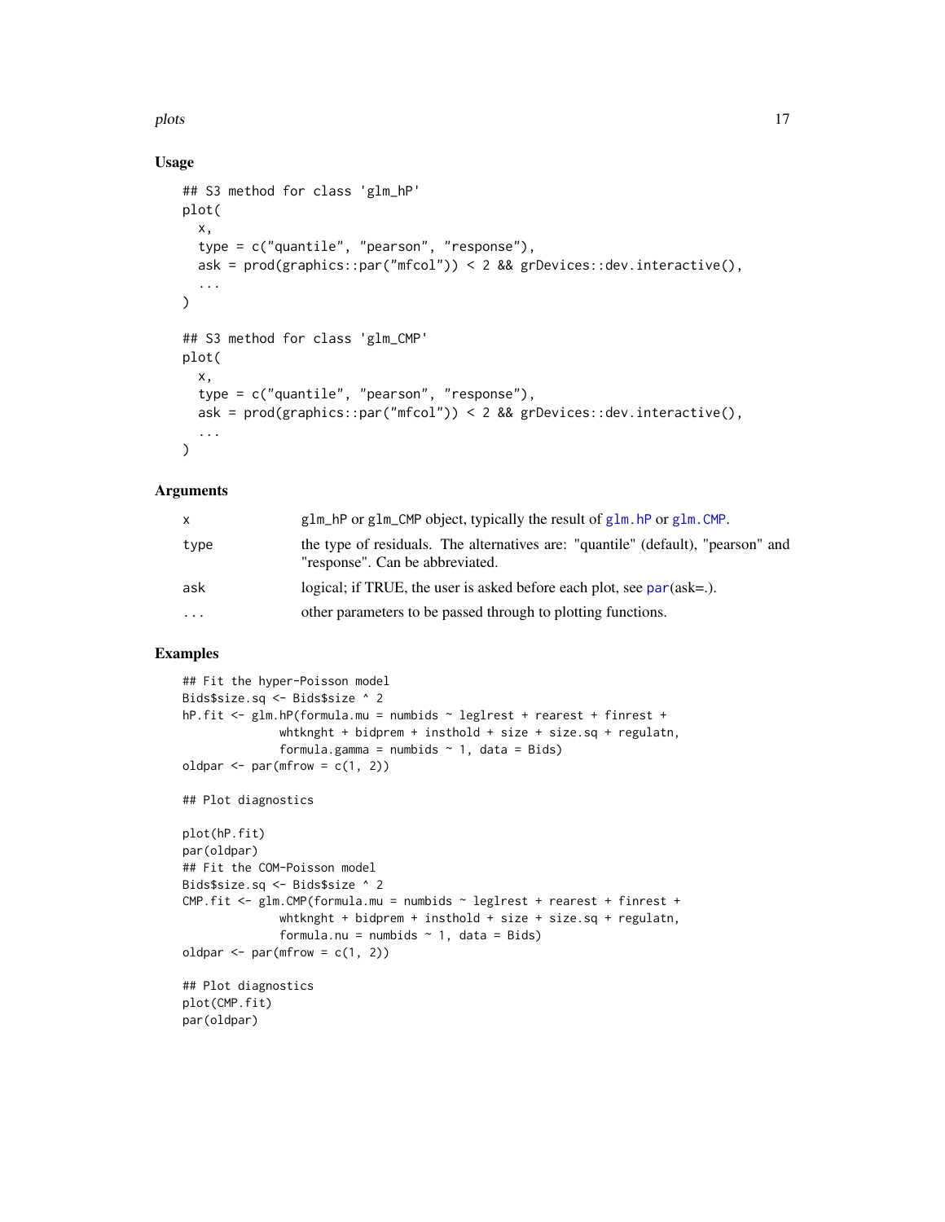## Usage

```
## S3 method for class 'glm_hP'
plot(
  x,
  type = c("quantile", "pearson", "response"),
  ask = prod(graphics::par("mfcol")) < 2 && grDevices::dev.interactive(),
  ...
)

## S3 method for class 'glm_CMP'
plot(
  x,
  type = c("quantile", "pearson", "response"),
  ask = prod(graphics::par("mfcol")) < 2 && grDevices::dev.interactive(),
  ...
)
```

## Arguments

| | |
|---|---|
| `x` | `glm_hP` or `glm_CMP` object, typically the result of `glm.hP` or `glm.CMP`. |
| `type` | the type of residuals. The alternatives are: "quantile" (default), "pearson" and "response". Can be abbreviated. |
| `ask` | logical; if TRUE, the user is asked before each plot, see `par`(ask=.). |
| `...` | other parameters to be passed through to plotting functions. |

## Examples

```
## Fit the hyper-Poisson model
Bids$size.sq <- Bids$size ^ 2
hP.fit <- glm.hP(formula.mu = numbids ~ leglrest + rearest + finrest +
             whtknght + bidprem + insthold + size + size.sq + regulatn,
             formula.gamma = numbids ~ 1, data = Bids)
oldpar <- par(mfrow = c(1, 2))

## Plot diagnostics

plot(hP.fit)
par(oldpar)
## Fit the COM-Poisson model
Bids$size.sq <- Bids$size ^ 2
CMP.fit <- glm.CMP(formula.mu = numbids ~ leglrest + rearest + finrest +
             whtknght + bidprem + insthold + size + size.sq + regulatn,
             formula.nu = numbids ~ 1, data = Bids)
oldpar <- par(mfrow = c(1, 2))

## Plot diagnostics
plot(CMP.fit)
par(oldpar)
```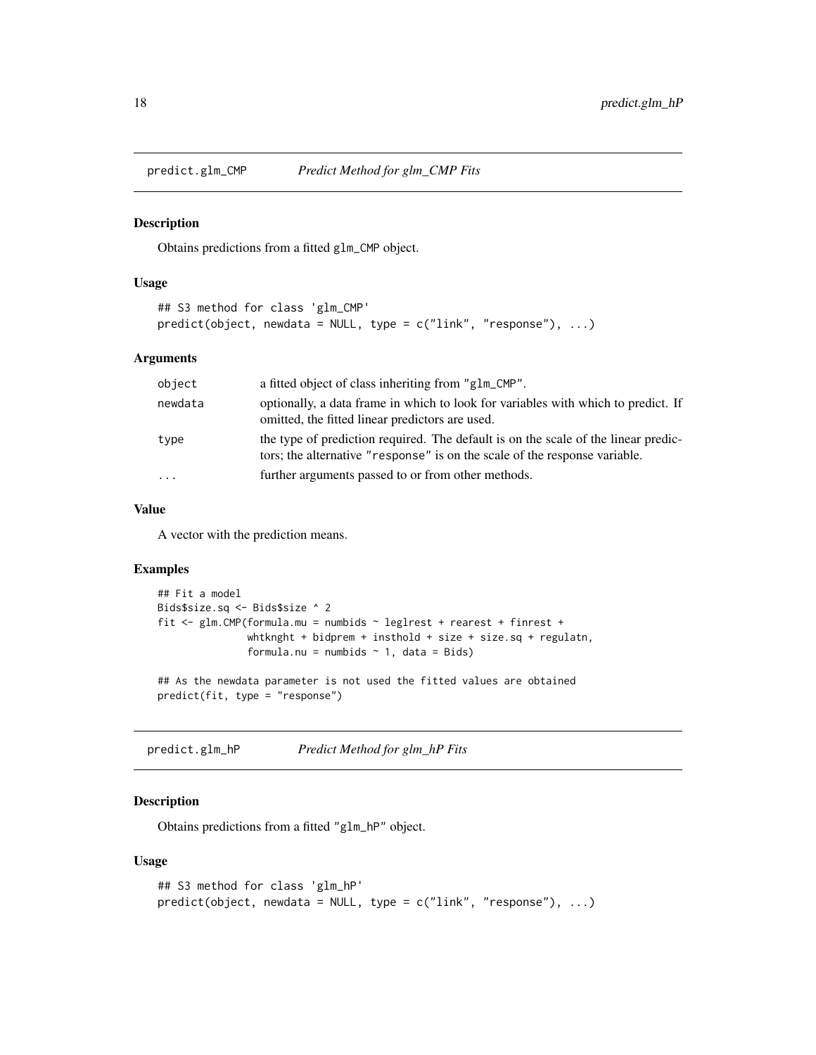## predict.glm_CMP *Predict Method for glm_CMP Fits*

### Description

Obtains predictions from a fitted glm_CMP object.

### Usage

```
## S3 method for class 'glm_CMP'
predict(object, newdata = NULL, type = c("link", "response"), ...)
```

### Arguments

| | |
|---|---|
| object | a fitted object of class inheriting from "glm_CMP". |
| newdata | optionally, a data frame in which to look for variables with which to predict. If omitted, the fitted linear predictors are used. |
| type | the type of prediction required. The default is on the scale of the linear predictors; the alternative "response" is on the scale of the response variable. |
| ... | further arguments passed to or from other methods. |

### Value

A vector with the prediction means.

### Examples

```
## Fit a model
Bids$size.sq <- Bids$size ^ 2
fit <- glm.CMP(formula.mu = numbids ~ leglrest + rearest + finrest +
               whtknght + bidprem + insthold + size + size.sq + regulatn,
               formula.nu = numbids ~ 1, data = Bids)

## As the newdata parameter is not used the fitted values are obtained
predict(fit, type = "response")
```

## predict.glm_hP *Predict Method for glm_hP Fits*

### Description

Obtains predictions from a fitted "glm_hP" object.

### Usage

```
## S3 method for class 'glm_hP'
predict(object, newdata = NULL, type = c("link", "response"), ...)
```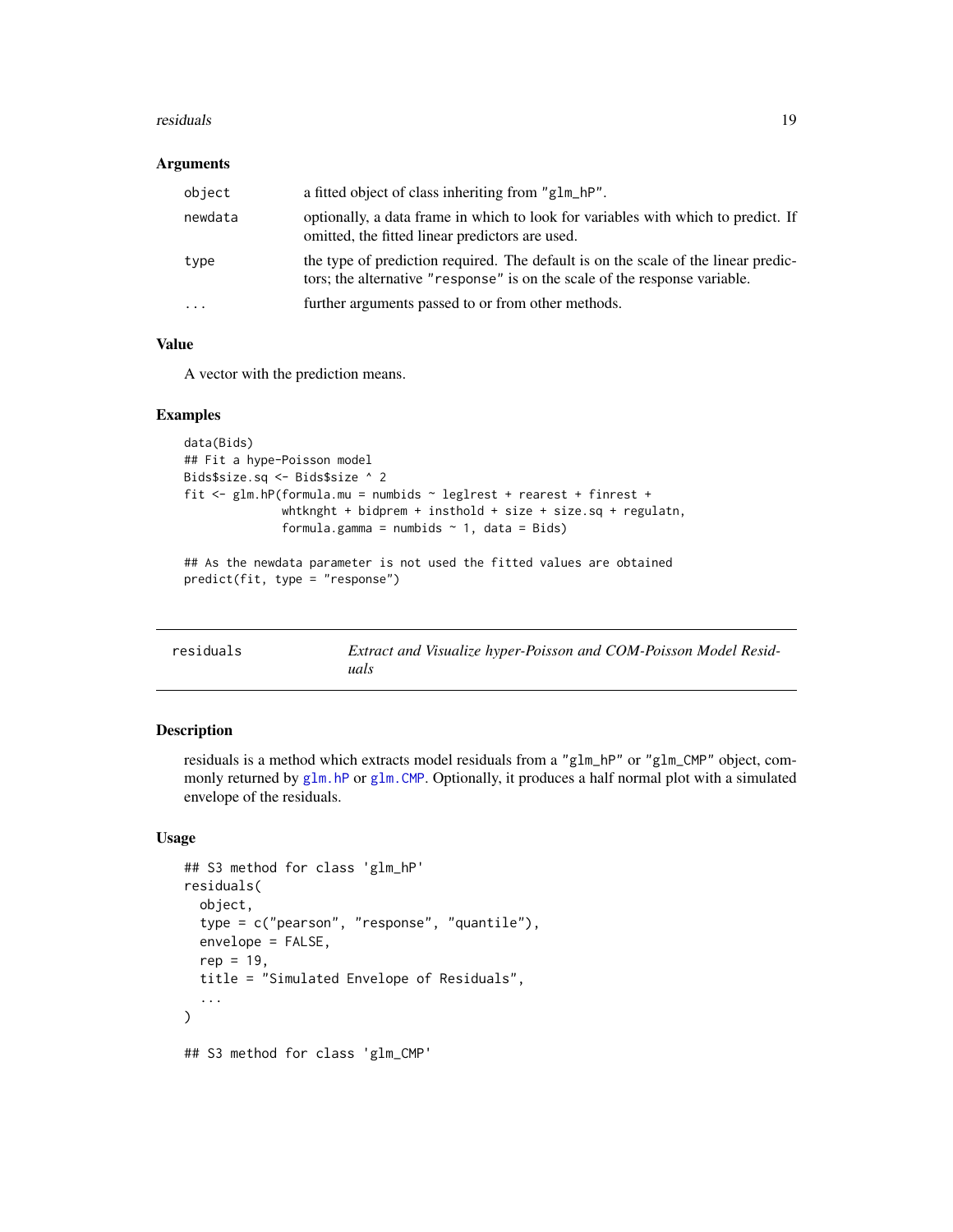### Arguments

| | |
|---|---|
| object | a fitted object of class inheriting from "glm_hP". |
| newdata | optionally, a data frame in which to look for variables with which to predict. If omitted, the fitted linear predictors are used. |
| type | the type of prediction required. The default is on the scale of the linear predictors; the alternative "response" is on the scale of the response variable. |
| ... | further arguments passed to or from other methods. |

### Value

A vector with the prediction means.

### Examples

```
data(Bids)
## Fit a hype-Poisson model
Bids$size.sq <- Bids$size ^ 2
fit <- glm.hP(formula.mu = numbids ~ leglrest + rearest + finrest +
              whtknght + bidprem + insthold + size + size.sq + regulatn,
              formula.gamma = numbids ~ 1, data = Bids)

## As the newdata parameter is not used the fitted values are obtained
predict(fit, type = "response")
```

---

## residuals — *Extract and Visualize hyper-Poisson and COM-Poisson Model Residuals*

### Description

residuals is a method which extracts model residuals from a "glm_hP" or "glm_CMP" object, commonly returned by glm.hP or glm.CMP. Optionally, it produces a half normal plot with a simulated envelope of the residuals.

### Usage

```
## S3 method for class 'glm_hP'
residuals(
  object,
  type = c("pearson", "response", "quantile"),
  envelope = FALSE,
  rep = 19,
  title = "Simulated Envelope of Residuals",
  ...
)

## S3 method for class 'glm_CMP'
```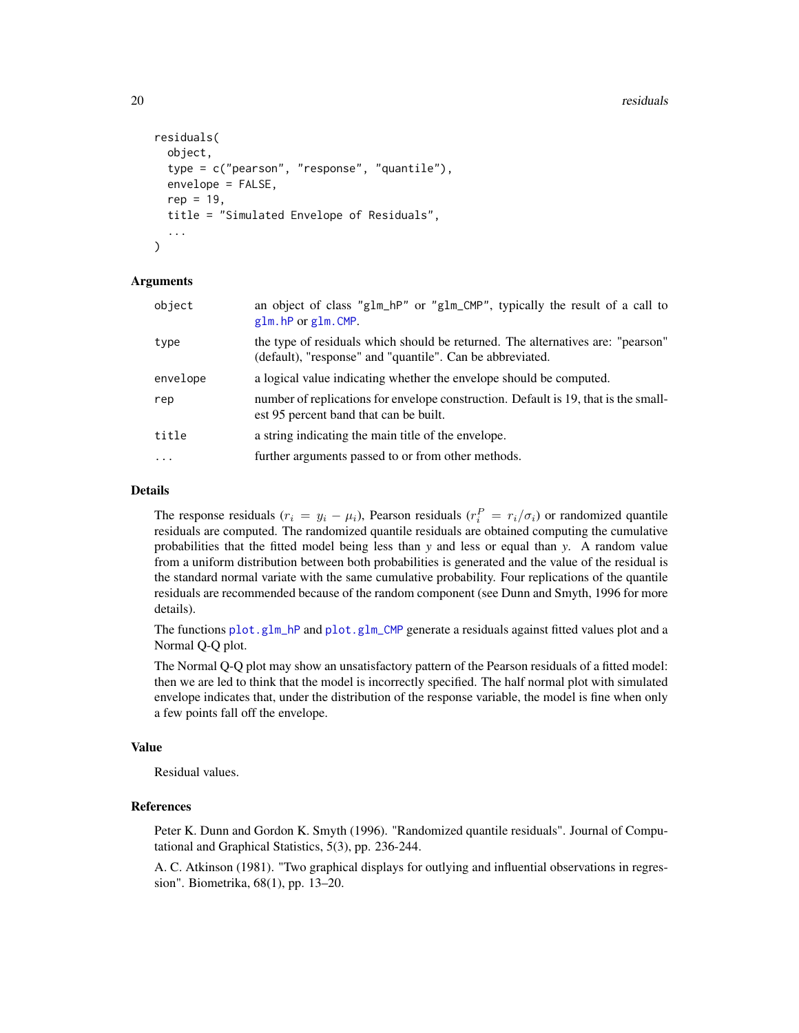```
residuals(
  object,
  type = c("pearson", "response", "quantile"),
  envelope = FALSE,
  rep = 19,
  title = "Simulated Envelope of Residuals",
  ...
)
```

## Arguments

| | |
|---|---|
| object | an object of class "glm_hP" or "glm_CMP", typically the result of a call to glm.hP or glm.CMP. |
| type | the type of residuals which should be returned. The alternatives are: "pearson" (default), "response" and "quantile". Can be abbreviated. |
| envelope | a logical value indicating whether the envelope should be computed. |
| rep | number of replications for envelope construction. Default is 19, that is the smallest 95 percent band that can be built. |
| title | a string indicating the main title of the envelope. |
| ... | further arguments passed to or from other methods. |

## Details

The response residuals ($r_i = y_i - \mu_i$), Pearson residuals ($r_i^P = r_i/\sigma_i$) or randomized quantile residuals are computed. The randomized quantile residuals are obtained computing the cumulative probabilities that the fitted model being less than $y$ and less or equal than $y$. A random value from a uniform distribution between both probabilities is generated and the value of the residual is the standard normal variate with the same cumulative probability. Four replications of the quantile residuals are recommended because of the random component (see Dunn and Smyth, 1996 for more details).

The functions plot.glm_hP and plot.glm_CMP generate a residuals against fitted values plot and a Normal Q-Q plot.

The Normal Q-Q plot may show an unsatisfactory pattern of the Pearson residuals of a fitted model: then we are led to think that the model is incorrectly specified. The half normal plot with simulated envelope indicates that, under the distribution of the response variable, the model is fine when only a few points fall off the envelope.

## Value

Residual values.

## References

Peter K. Dunn and Gordon K. Smyth (1996). "Randomized quantile residuals". Journal of Computational and Graphical Statistics, 5(3), pp. 236-244.

A. C. Atkinson (1981). "Two graphical displays for outlying and influential observations in regression". Biometrika, 68(1), pp. 13–20.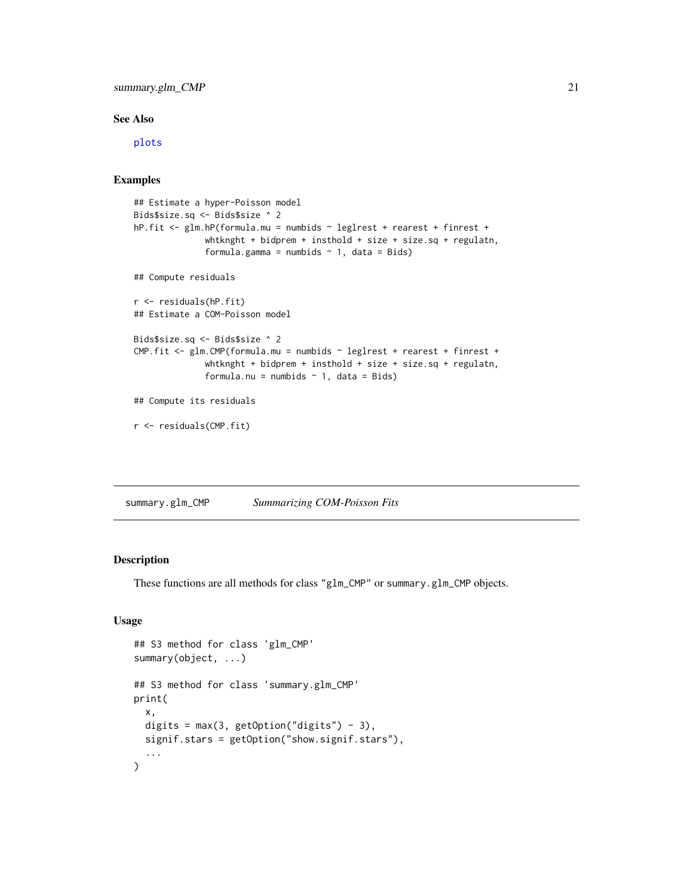## See Also

plots

## Examples

```
## Estimate a hyper-Poisson model
Bids$size.sq <- Bids$size ^ 2
hP.fit <- glm.hP(formula.mu = numbids ~ leglrest + rearest + finrest +
              whtknght + bidprem + insthold + size + size.sq + regulatn,
              formula.gamma = numbids ~ 1, data = Bids)

## Compute residuals

r <- residuals(hP.fit)
## Estimate a COM-Poisson model

Bids$size.sq <- Bids$size ^ 2
CMP.fit <- glm.CMP(formula.mu = numbids ~ leglrest + rearest + finrest +
              whtknght + bidprem + insthold + size + size.sq + regulatn,
              formula.nu = numbids ~ 1, data = Bids)

## Compute its residuals

r <- residuals(CMP.fit)
```

---

# summary.glm_CMP    *Summarizing COM-Poisson Fits*

---

## Description

These functions are all methods for class "glm_CMP" or summary.glm_CMP objects.

## Usage

```
## S3 method for class 'glm_CMP'
summary(object, ...)

## S3 method for class 'summary.glm_CMP'
print(
  x,
  digits = max(3, getOption("digits") - 3),
  signif.stars = getOption("show.signif.stars"),
  ...
)
```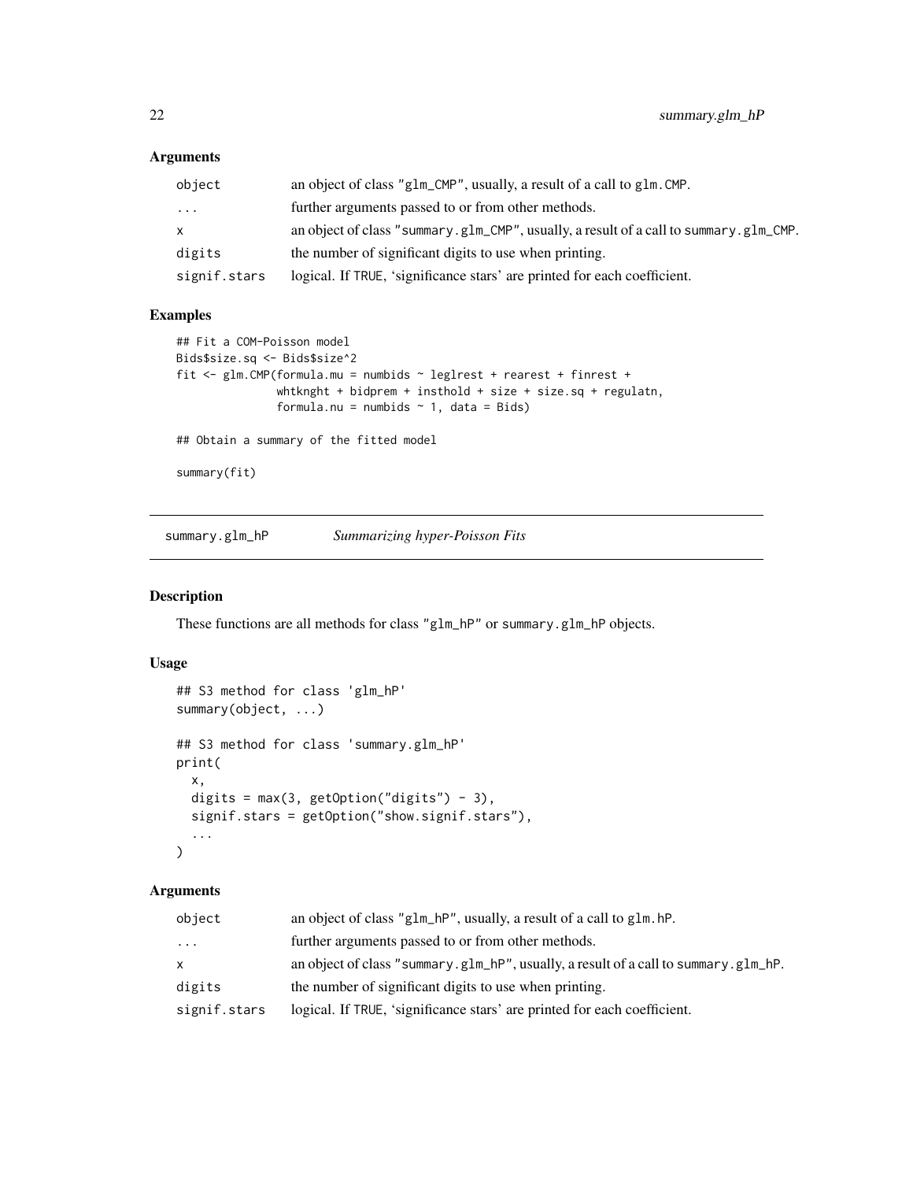### Arguments

| | |
|---|---|
| `object` | an object of class "glm_CMP", usually, a result of a call to `glm.CMP`. |
| `...` | further arguments passed to or from other methods. |
| `x` | an object of class "summary.glm_CMP", usually, a result of a call to `summary.glm_CMP`. |
| `digits` | the number of significant digits to use when printing. |
| `signif.stars` | logical. If `TRUE`, 'significance stars' are printed for each coefficient. |

### Examples

```
## Fit a COM-Poisson model
Bids$size.sq <- Bids$size^2
fit <- glm.CMP(formula.mu = numbids ~ leglrest + rearest + finrest +
               whtknght + bidprem + insthold + size + size.sq + regulatn,
               formula.nu = numbids ~ 1, data = Bids)

## Obtain a summary of the fitted model

summary(fit)
```

---

## summary.glm_hP &nbsp;&nbsp;&nbsp; *Summarizing hyper-Poisson Fits*

### Description

These functions are all methods for class "glm_hP" or `summary.glm_hP` objects.

### Usage

```
## S3 method for class 'glm_hP'
summary(object, ...)

## S3 method for class 'summary.glm_hP'
print(
  x,
  digits = max(3, getOption("digits") - 3),
  signif.stars = getOption("show.signif.stars"),
  ...
)
```

### Arguments

| | |
|---|---|
| `object` | an object of class "glm_hP", usually, a result of a call to `glm.hP`. |
| `...` | further arguments passed to or from other methods. |
| `x` | an object of class "summary.glm_hP", usually, a result of a call to `summary.glm_hP`. |
| `digits` | the number of significant digits to use when printing. |
| `signif.stars` | logical. If `TRUE`, 'significance stars' are printed for each coefficient. |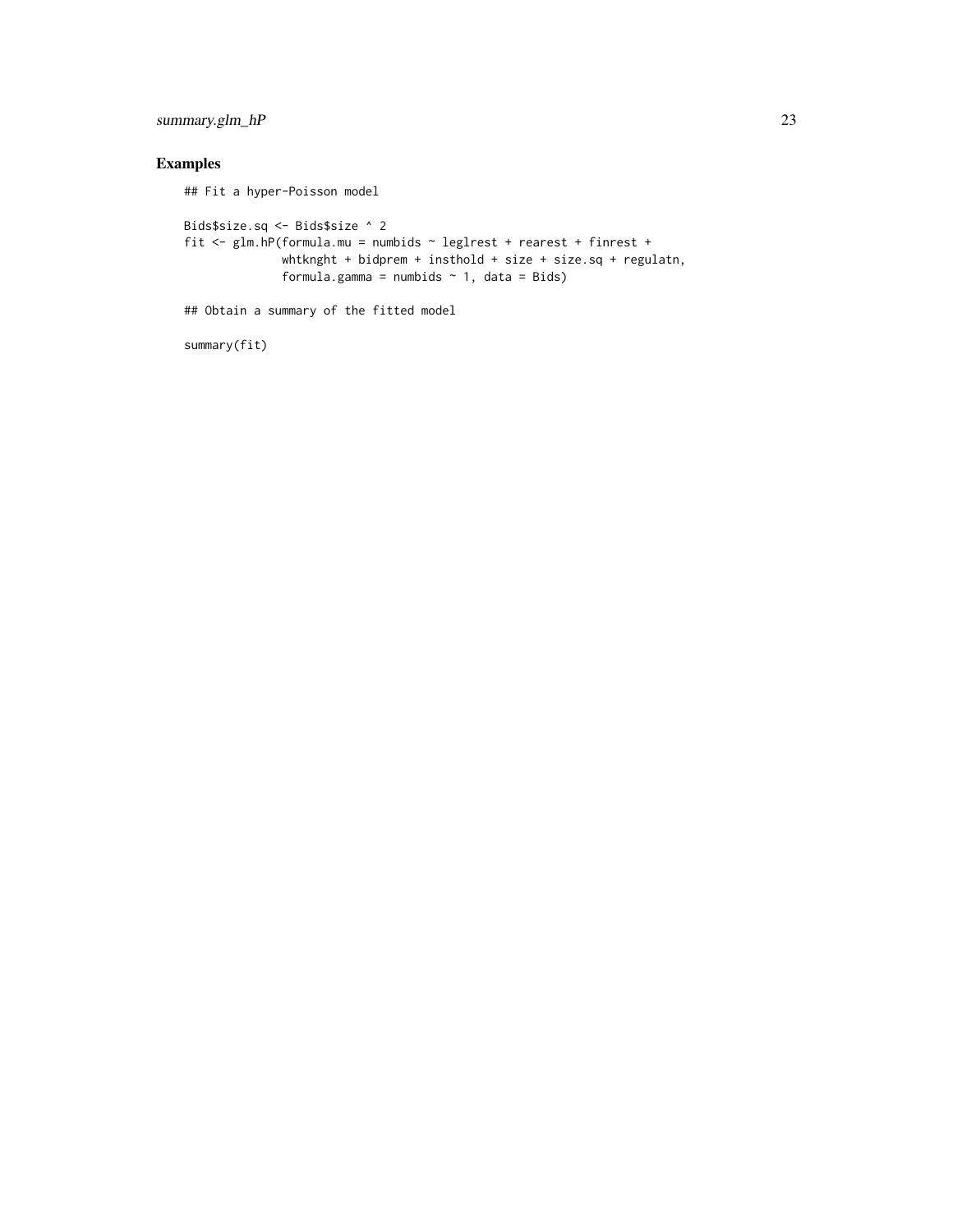## Examples

```
## Fit a hyper-Poisson model

Bids$size.sq <- Bids$size ^ 2
fit <- glm.hP(formula.mu = numbids ~ leglrest + rearest + finrest +
              whtknght + bidprem + insthold + size + size.sq + regulatn,
              formula.gamma = numbids ~ 1, data = Bids)

## Obtain a summary of the fitted model

summary(fit)
```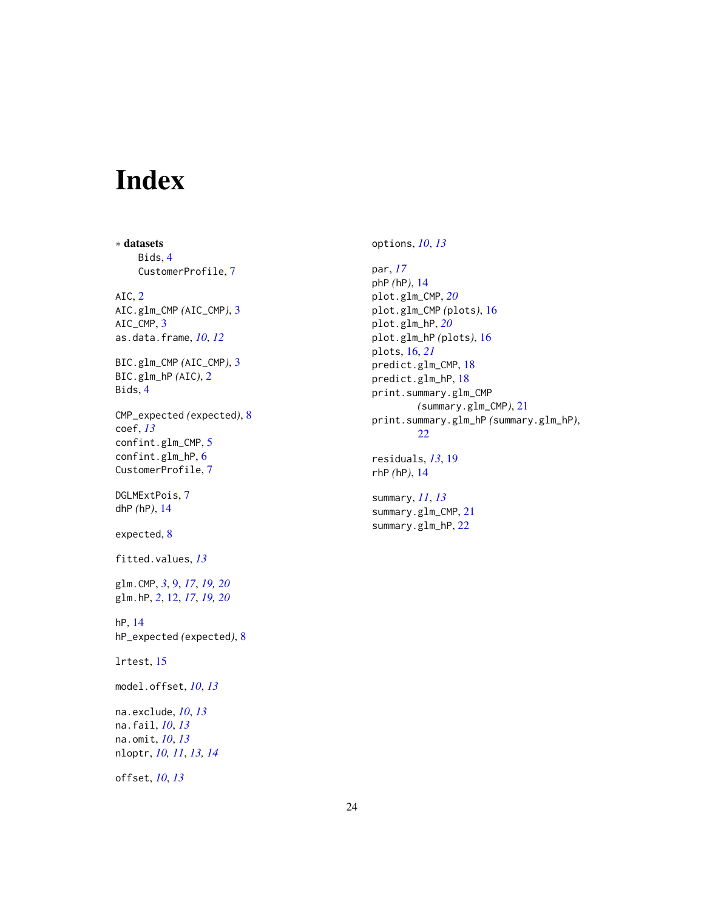# Index

∗ **datasets**
  Bids, 4
  CustomerProfile, 7

AIC, 2
AIC.glm_CMP *(AIC_CMP)*, 3
AIC_CMP, 3
as.data.frame, *10*, *12*

BIC.glm_CMP *(AIC_CMP)*, 3
BIC.glm_hP *(AIC)*, 2
Bids, 4

CMP_expected *(expected)*, 8
coef, *13*
confint.glm_CMP, 5
confint.glm_hP, 6
CustomerProfile, 7

DGLMExtPois, 7
dhP *(hP)*, 14

expected, 8

fitted.values, *13*

glm.CMP, *3*, 9, *17*, *19, 20*
glm.hP, *2*, 12, *17*, *19, 20*

hP, 14
hP_expected *(expected)*, 8

lrtest, 15

model.offset, *10*, *13*

na.exclude, *10*, *13*
na.fail, *10*, *13*
na.omit, *10*, *13*
nloptr, *10, 11*, *13, 14*

offset, *10*, *13*

options, *10*, *13*

par, *17*
phP *(hP)*, 14
plot.glm_CMP, *20*
plot.glm_CMP *(plots)*, 16
plot.glm_hP, *20*
plot.glm_hP *(plots)*, 16
plots, 16, *21*
predict.glm_CMP, 18
predict.glm_hP, 18
print.summary.glm_CMP *(summary.glm_CMP)*, 21
print.summary.glm_hP *(summary.glm_hP)*, 22

residuals, *13*, 19
rhP *(hP)*, 14

summary, *11*, *13*
summary.glm_CMP, 21
summary.glm_hP, 22